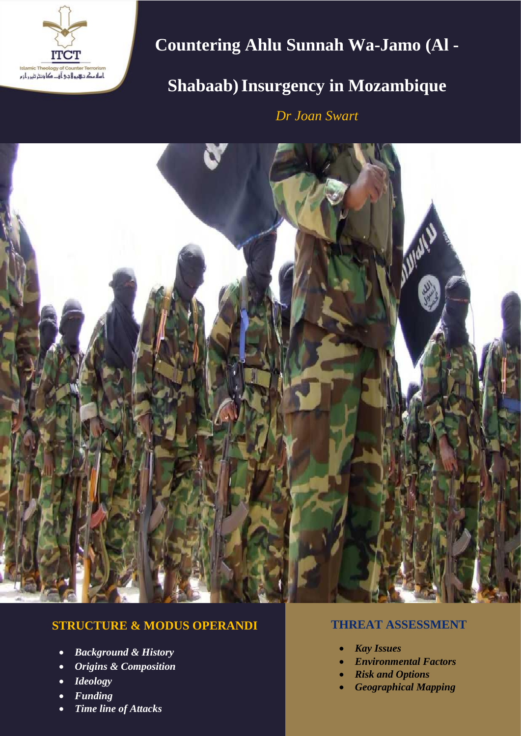ITCT

Islamic Theology of Counter Terrorism

# Countering Ahlu Sunnah Wa-Jamo (Al - Shabaab) Insurgency in Mozambique

*Dr Joan Swart*

## STRUCTURE & MODUS OPERANDI

- ***Background & History***
- ***Origins & Composition***
- ***Ideology***
- ***Funding***
- ***Time line of Attacks***

## THREAT ASSESSMENT

- ***Kay Issues***
- ***Environmental Factors***
- ***Risk and Options***
- ***Geographical Mapping***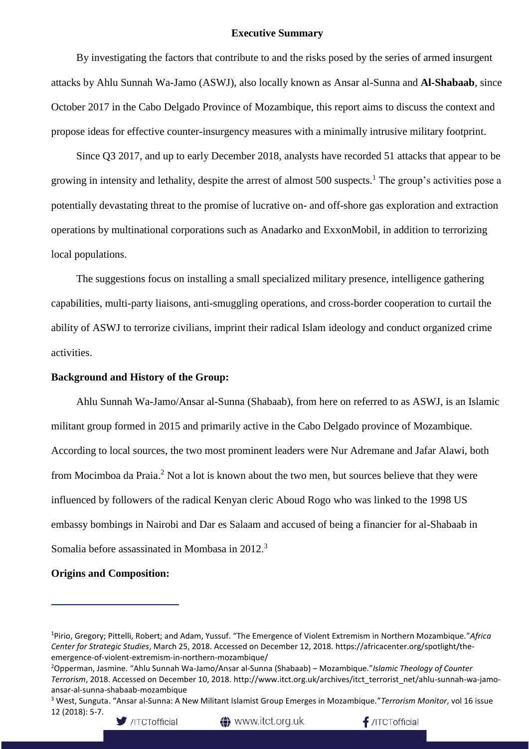## Executive Summary

By investigating the factors that contribute to and the risks posed by the series of armed insurgent attacks by Ahlu Sunnah Wa-Jamo (ASWJ), also locally known as Ansar al-Sunna and **Al-Shabaab**, since October 2017 in the Cabo Delgado Province of Mozambique, this report aims to discuss the context and propose ideas for effective counter-insurgency measures with a minimally intrusive military footprint.

Since Q3 2017, and up to early December 2018, analysts have recorded 51 attacks that appear to be growing in intensity and lethality, despite the arrest of almost 500 suspects.[1] The group's activities pose a potentially devastating threat to the promise of lucrative on- and off-shore gas exploration and extraction operations by multinational corporations such as Anadarko and ExxonMobil, in addition to terrorizing local populations.

The suggestions focus on installing a small specialized military presence, intelligence gathering capabilities, multi-party liaisons, anti-smuggling operations, and cross-border cooperation to curtail the ability of ASWJ to terrorize civilians, imprint their radical Islam ideology and conduct organized crime activities.

**Background and History of the Group:**

Ahlu Sunnah Wa-Jamo/Ansar al-Sunna (Shabaab), from here on referred to as ASWJ, is an Islamic militant group formed in 2015 and primarily active in the Cabo Delgado province of Mozambique. According to local sources, the two most prominent leaders were Nur Adremane and Jafar Alawi, both from Mocimboa da Praia.[2] Not a lot is known about the two men, but sources believe that they were influenced by followers of the radical Kenyan cleric Aboud Rogo who was linked to the 1998 US embassy bombings in Nairobi and Dar es Salaam and accused of being a financier for al-Shabaab in Somalia before assassinated in Mombasa in 2012.[3]

**Origins and Composition:**

---

[1] Pirio, Gregory; Pittelli, Robert; and Adam, Yussuf. "The Emergence of Violent Extremism in Northern Mozambique." *Africa Center for Strategic Studies*, March 25, 2018. Accessed on December 12, 2018. https://africacenter.org/spotlight/the-emergence-of-violent-extremism-in-northern-mozambique/

[2] Opperman, Jasmine. "Ahlu Sunnah Wa-Jamo/Ansar al-Sunna (Shabaab) – Mozambique." *Islamic Theology of Counter Terrorism*, 2018. Accessed on December 10, 2018. http://www.itct.org.uk/archives/itct_terrorist_net/ahlu-sunnah-wa-jamo-ansar-al-sunna-shabaab-mozambique

[3] West, Sunguta. "Ansar al-Sunna: A New Militant Islamist Group Emerges in Mozambique." *Terrorism Monitor*, vol 16 issue 12 (2018): 5-7.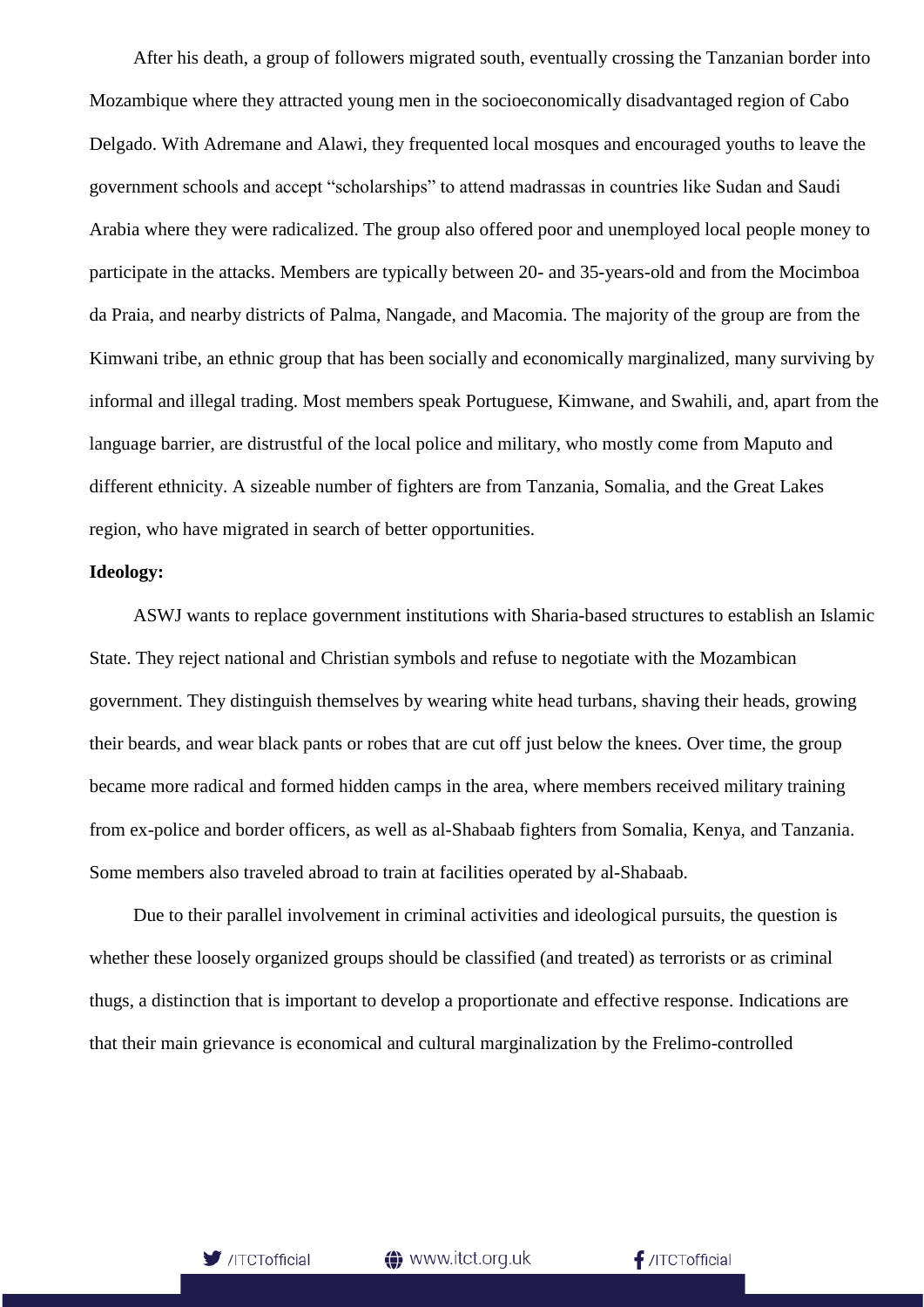After his death, a group of followers migrated south, eventually crossing the Tanzanian border into Mozambique where they attracted young men in the socioeconomically disadvantaged region of Cabo Delgado. With Adremane and Alawi, they frequented local mosques and encouraged youths to leave the government schools and accept "scholarships" to attend madrassas in countries like Sudan and Saudi Arabia where they were radicalized. The group also offered poor and unemployed local people money to participate in the attacks. Members are typically between 20- and 35-years-old and from the Mocimboa da Praia, and nearby districts of Palma, Nangade, and Macomia. The majority of the group are from the Kimwani tribe, an ethnic group that has been socially and economically marginalized, many surviving by informal and illegal trading. Most members speak Portuguese, Kimwane, and Swahili, and, apart from the language barrier, are distrustful of the local police and military, who mostly come from Maputo and different ethnicity. A sizeable number of fighters are from Tanzania, Somalia, and the Great Lakes region, who have migrated in search of better opportunities.

**Ideology:**

ASWJ wants to replace government institutions with Sharia-based structures to establish an Islamic State. They reject national and Christian symbols and refuse to negotiate with the Mozambican government. They distinguish themselves by wearing white head turbans, shaving their heads, growing their beards, and wear black pants or robes that are cut off just below the knees. Over time, the group became more radical and formed hidden camps in the area, where members received military training from ex-police and border officers, as well as al-Shabaab fighters from Somalia, Kenya, and Tanzania. Some members also traveled abroad to train at facilities operated by al-Shabaab.

Due to their parallel involvement in criminal activities and ideological pursuits, the question is whether these loosely organized groups should be classified (and treated) as terrorists or as criminal thugs, a distinction that is important to develop a proportionate and effective response. Indications are that their main grievance is economical and cultural marginalization by the Frelimo-controlled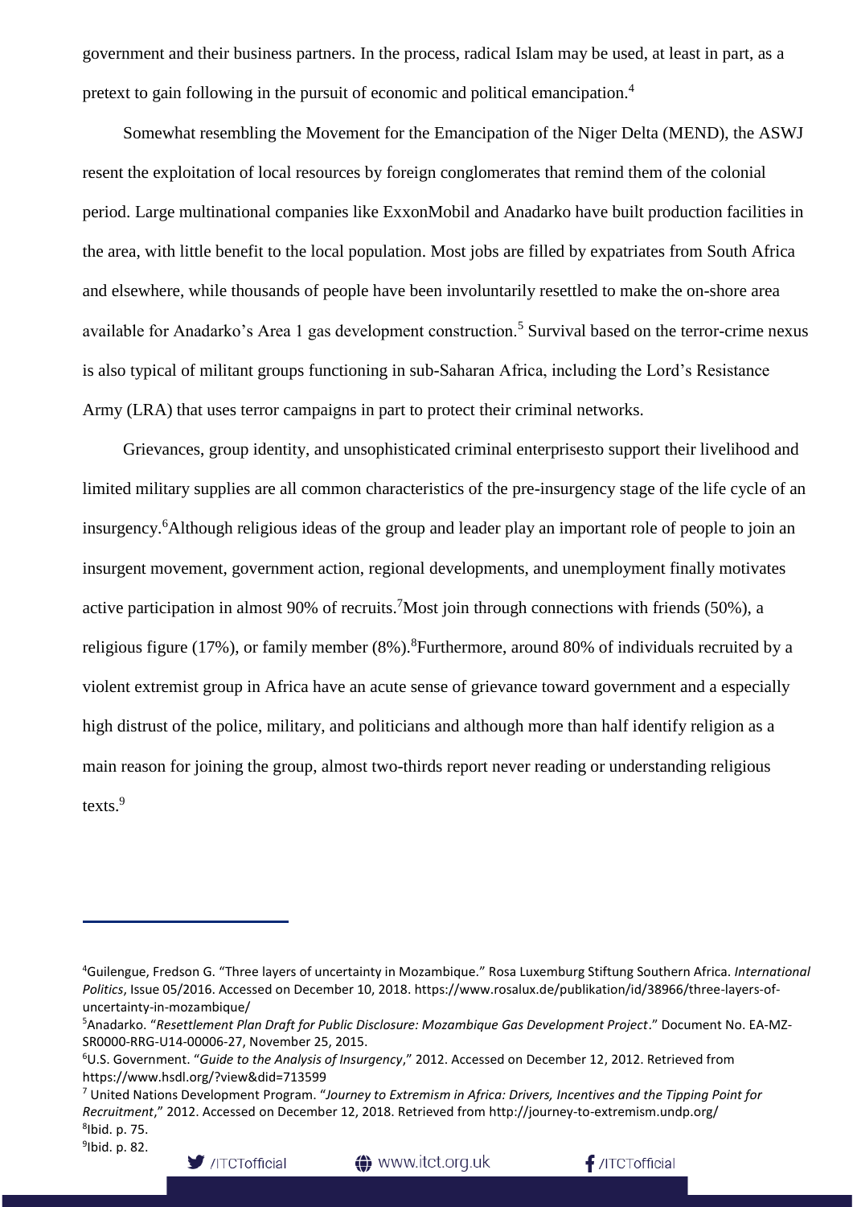government and their business partners. In the process, radical Islam may be used, at least in part, as a pretext to gain following in the pursuit of economic and political emancipation.[4]

Somewhat resembling the Movement for the Emancipation of the Niger Delta (MEND), the ASWJ resent the exploitation of local resources by foreign conglomerates that remind them of the colonial period. Large multinational companies like ExxonMobil and Anadarko have built production facilities in the area, with little benefit to the local population. Most jobs are filled by expatriates from South Africa and elsewhere, while thousands of people have been involuntarily resettled to make the on-shore area available for Anadarko's Area 1 gas development construction.[5] Survival based on the terror-crime nexus is also typical of militant groups functioning in sub-Saharan Africa, including the Lord's Resistance Army (LRA) that uses terror campaigns in part to protect their criminal networks.

Grievances, group identity, and unsophisticated criminal enterprisesto support their livelihood and limited military supplies are all common characteristics of the pre-insurgency stage of the life cycle of an insurgency.[6]Although religious ideas of the group and leader play an important role of people to join an insurgent movement, government action, regional developments, and unemployment finally motivates active participation in almost 90% of recruits.[7]Most join through connections with friends (50%), a religious figure (17%), or family member (8%).[8]Furthermore, around 80% of individuals recruited by a violent extremist group in Africa have an acute sense of grievance toward government and a especially high distrust of the police, military, and politicians and although more than half identify religion as a main reason for joining the group, almost two-thirds report never reading or understanding religious texts.[9]

---

[4]Guilengue, Fredson G. "Three layers of uncertainty in Mozambique." Rosa Luxemburg Stiftung Southern Africa. *International Politics*, Issue 05/2016. Accessed on December 10, 2018. https://www.rosalux.de/publikation/id/38966/three-layers-of-uncertainty-in-mozambique/

[5]Anadarko. "*Resettlement Plan Draft for Public Disclosure: Mozambique Gas Development Project*." Document No. EA-MZ-SR0000-RRG-U14-00006-27, November 25, 2015.

[6]U.S. Government. "*Guide to the Analysis of Insurgency*," 2012. Accessed on December 12, 2012. Retrieved from https://www.hsdl.org/?view&did=713599

[7] United Nations Development Program. "*Journey to Extremism in Africa: Drivers, Incentives and the Tipping Point for Recruitment*," 2012. Accessed on December 12, 2018. Retrieved from http://journey-to-extremism.undp.org/

[8]Ibid. p. 75.

[9]Ibid. p. 82.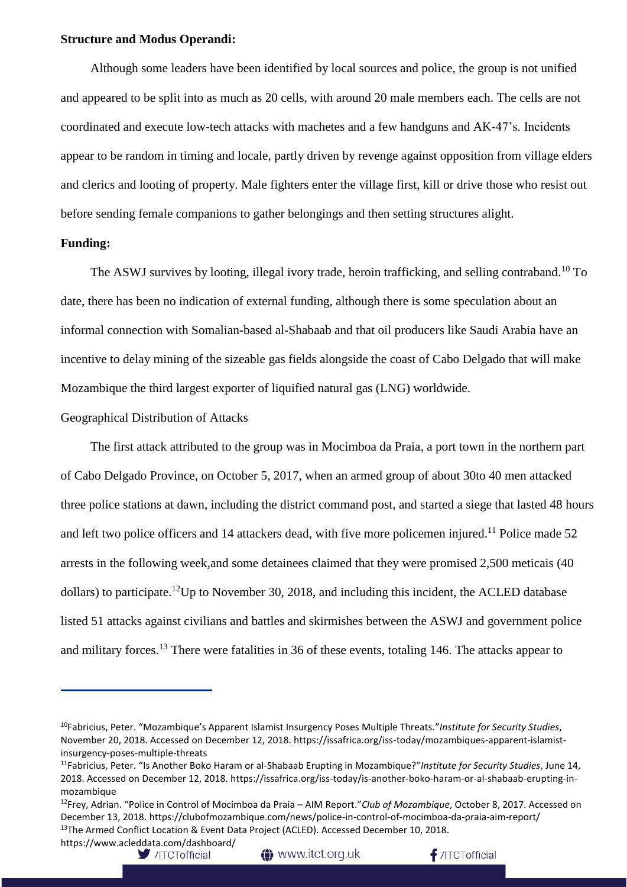**Structure and Modus Operandi:**

Although some leaders have been identified by local sources and police, the group is not unified and appeared to be split into as much as 20 cells, with around 20 male members each. The cells are not coordinated and execute low-tech attacks with machetes and a few handguns and AK-47's. Incidents appear to be random in timing and locale, partly driven by revenge against opposition from village elders and clerics and looting of property. Male fighters enter the village first, kill or drive those who resist out before sending female companions to gather belongings and then setting structures alight.

**Funding:**

The ASWJ survives by looting, illegal ivory trade, heroin trafficking, and selling contraband.[10] To date, there has been no indication of external funding, although there is some speculation about an informal connection with Somalian-based al-Shabaab and that oil producers like Saudi Arabia have an incentive to delay mining of the sizeable gas fields alongside the coast of Cabo Delgado that will make Mozambique the third largest exporter of liquified natural gas (LNG) worldwide.

Geographical Distribution of Attacks

The first attack attributed to the group was in Mocimboa da Praia, a port town in the northern part of Cabo Delgado Province, on October 5, 2017, when an armed group of about 30to 40 men attacked three police stations at dawn, including the district command post, and started a siege that lasted 48 hours and left two police officers and 14 attackers dead, with five more policemen injured.[11] Police made 52 arrests in the following week,and some detainees claimed that they were promised 2,500 meticais (40 dollars) to participate.[12]Up to November 30, 2018, and including this incident, the ACLED database listed 51 attacks against civilians and battles and skirmishes between the ASWJ and government police and military forces.[13] There were fatalities in 36 of these events, totaling 146. The attacks appear to

---

[10]Fabricius, Peter. "Mozambique's Apparent Islamist Insurgency Poses Multiple Threats."*Institute for Security Studies*, November 20, 2018. Accessed on December 12, 2018. https://issafrica.org/iss-today/mozambiques-apparent-islamist-insurgency-poses-multiple-threats

[11]Fabricius, Peter. "Is Another Boko Haram or al-Shabaab Erupting in Mozambique?"*Institute for Security Studies*, June 14, 2018. Accessed on December 12, 2018. https://issafrica.org/iss-today/is-another-boko-haram-or-al-shabaab-erupting-in-mozambique

[12]Frey, Adrian. "Police in Control of Mocimboa da Praia – AIM Report."*Club of Mozambique*, October 8, 2017. Accessed on December 13, 2018. https://clubofmozambique.com/news/police-in-control-of-mocimboa-da-praia-aim-report/

[13]The Armed Conflict Location & Event Data Project (ACLED). Accessed December 10, 2018. https://www.acleddata.com/dashboard/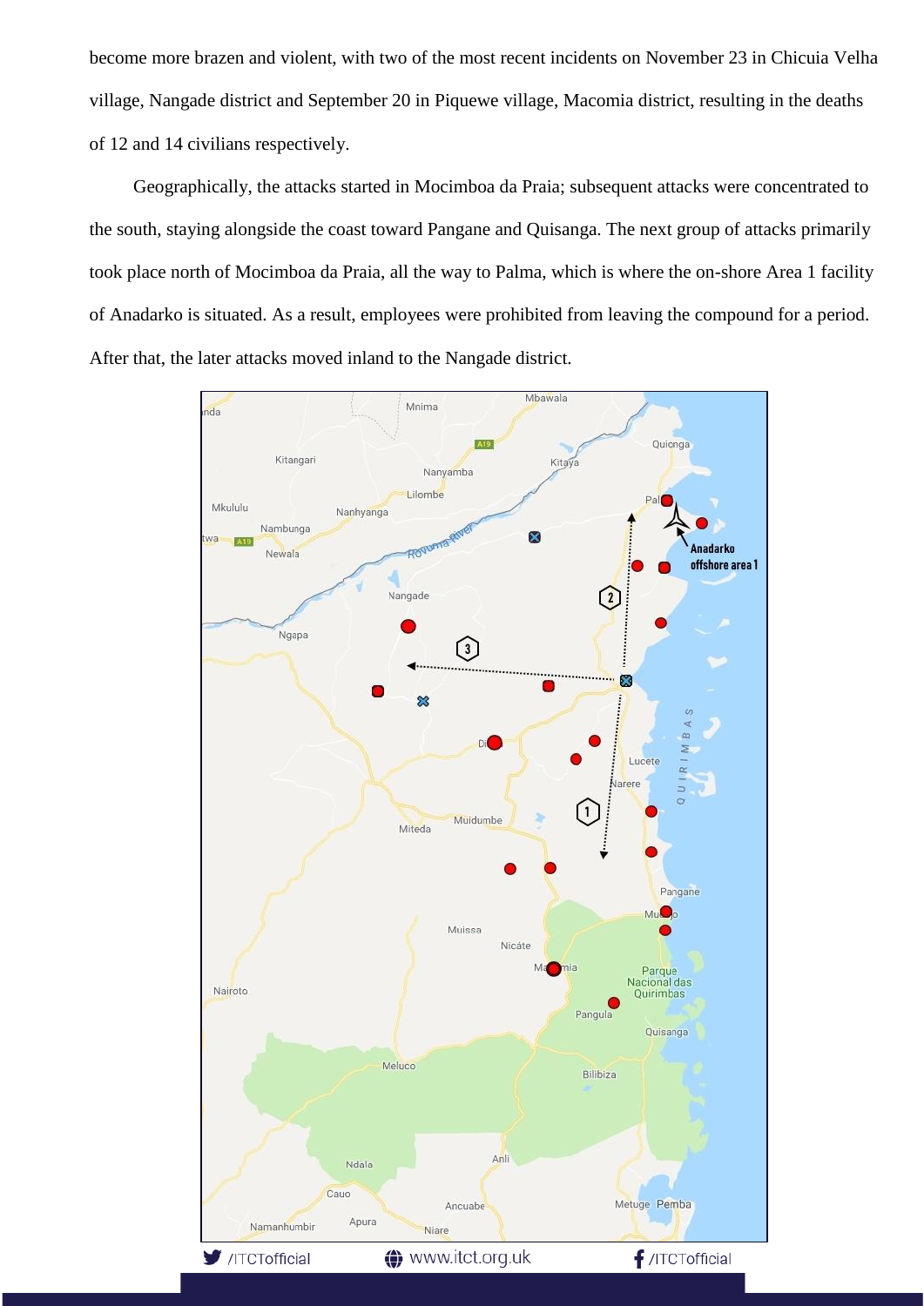become more brazen and violent, with two of the most recent incidents on November 23 in Chicuia Velha village, Nangade district and September 20 in Piquewe village, Macomia district, resulting in the deaths of 12 and 14 civilians respectively.

Geographically, the attacks started in Mocimboa da Praia; subsequent attacks were concentrated to the south, staying alongside the coast toward Pangane and Quisanga. The next group of attacks primarily took place north of Mocimboa da Praia, all the way to Palma, which is where the on-shore Area 1 facility of Anadarko is situated. As a result, employees were prohibited from leaving the compound for a period. After that, the later attacks moved inland to the Nangade district.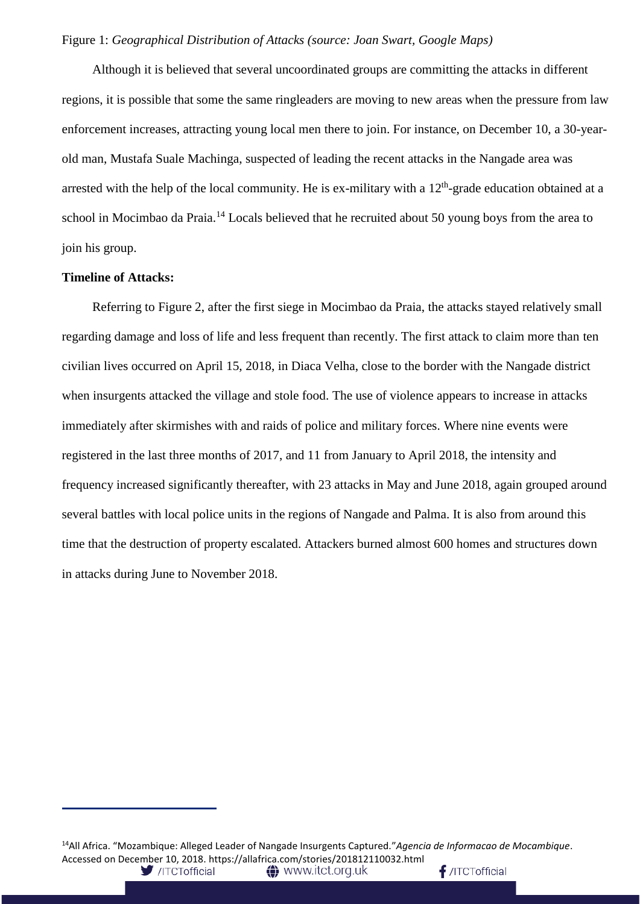Figure 1: *Geographical Distribution of Attacks (source: Joan Swart, Google Maps)*

Although it is believed that several uncoordinated groups are committing the attacks in different regions, it is possible that some the same ringleaders are moving to new areas when the pressure from law enforcement increases, attracting young local men there to join. For instance, on December 10, a 30-year-old man, Mustafa Suale Machinga, suspected of leading the recent attacks in the Nangade area was arrested with the help of the local community. He is ex-military with a 12th-grade education obtained at a school in Mocimbao da Praia.[14] Locals believed that he recruited about 50 young boys from the area to join his group.

**Timeline of Attacks:**

Referring to Figure 2, after the first siege in Mocimbao da Praia, the attacks stayed relatively small regarding damage and loss of life and less frequent than recently. The first attack to claim more than ten civilian lives occurred on April 15, 2018, in Diaca Velha, close to the border with the Nangade district when insurgents attacked the village and stole food. The use of violence appears to increase in attacks immediately after skirmishes with and raids of police and military forces. Where nine events were registered in the last three months of 2017, and 11 from January to April 2018, the intensity and frequency increased significantly thereafter, with 23 attacks in May and June 2018, again grouped around several battles with local police units in the regions of Nangade and Palma. It is also from around this time that the destruction of property escalated. Attackers burned almost 600 homes and structures down in attacks during June to November 2018.

---

[14]All Africa. "Mozambique: Alleged Leader of Nangade Insurgents Captured." *Agencia de Informacao de Mocambique*. Accessed on December 10, 2018. https://allafrica.com/stories/201812110032.html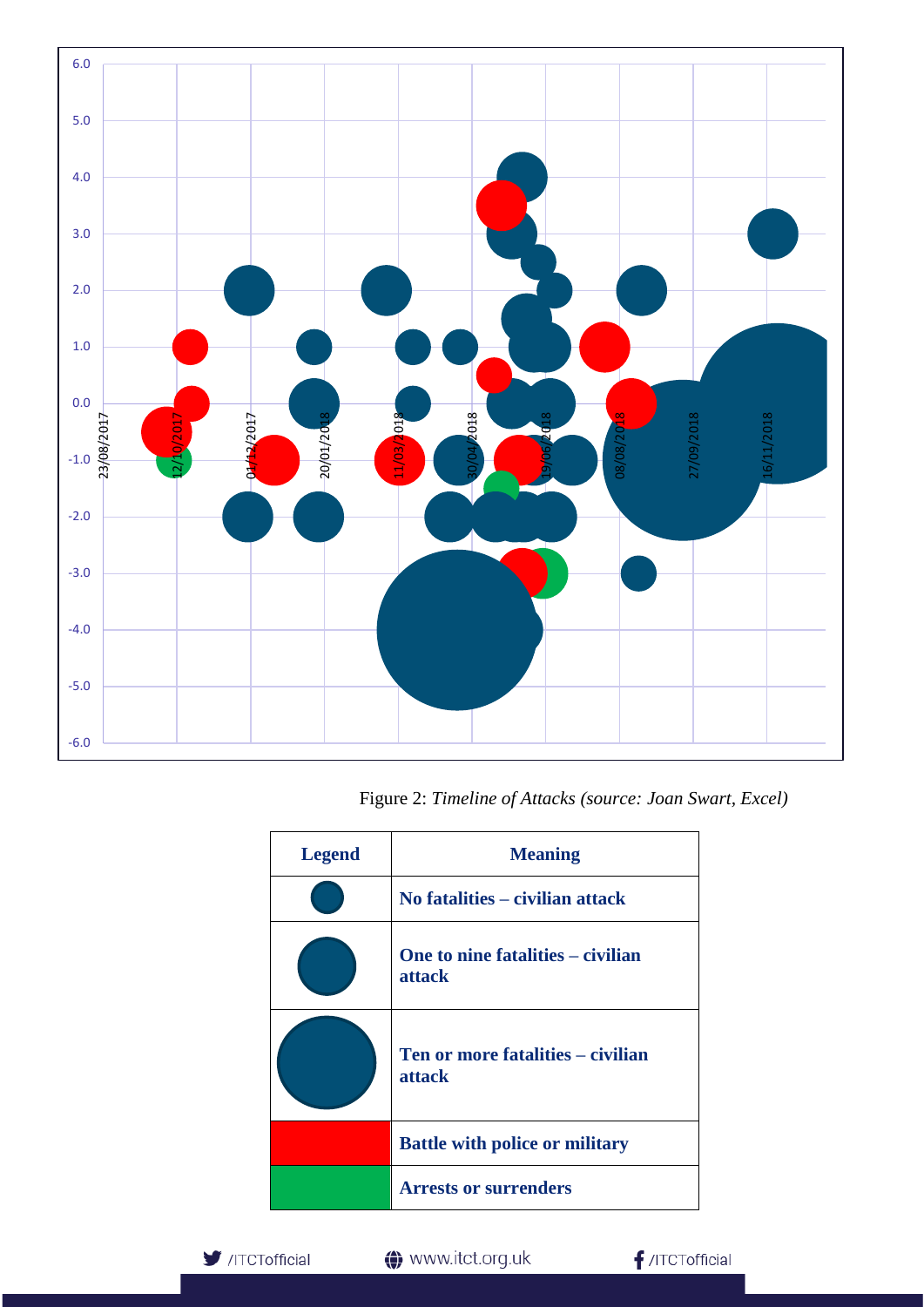Figure 2: *Timeline of Attacks (source: Joan Swart, Excel)*

| Legend | Meaning |
| --- | --- |
| | **No fatalities – civilian attack** |
| | **One to nine fatalities – civilian attack** |
| | **Ten or more fatalities – civilian attack** |
| | **Battle with police or military** |
| | **Arrests or surrenders** |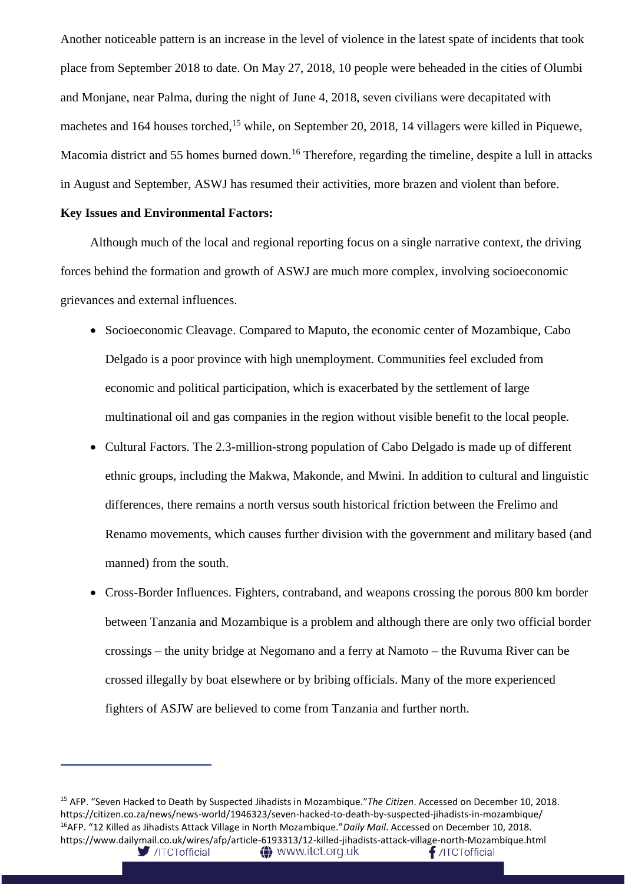Another noticeable pattern is an increase in the level of violence in the latest spate of incidents that took place from September 2018 to date. On May 27, 2018, 10 people were beheaded in the cities of Olumbi and Monjane, near Palma, during the night of June 4, 2018, seven civilians were decapitated with machetes and 164 houses torched,[15] while, on September 20, 2018, 14 villagers were killed in Piquewe, Macomia district and 55 homes burned down.[16] Therefore, regarding the timeline, despite a lull in attacks in August and September, ASWJ has resumed their activities, more brazen and violent than before.

**Key Issues and Environmental Factors:**

Although much of the local and regional reporting focus on a single narrative context, the driving forces behind the formation and growth of ASWJ are much more complex, involving socioeconomic grievances and external influences.

- Socioeconomic Cleavage. Compared to Maputo, the economic center of Mozambique, Cabo Delgado is a poor province with high unemployment. Communities feel excluded from economic and political participation, which is exacerbated by the settlement of large multinational oil and gas companies in the region without visible benefit to the local people.
- Cultural Factors. The 2.3-million-strong population of Cabo Delgado is made up of different ethnic groups, including the Makwa, Makonde, and Mwini. In addition to cultural and linguistic differences, there remains a north versus south historical friction between the Frelimo and Renamo movements, which causes further division with the government and military based (and manned) from the south.
- Cross-Border Influences. Fighters, contraband, and weapons crossing the porous 800 km border between Tanzania and Mozambique is a problem and although there are only two official border crossings – the unity bridge at Negomano and a ferry at Namoto – the Ruvuma River can be crossed illegally by boat elsewhere or by bribing officials. Many of the more experienced fighters of ASJW are believed to come from Tanzania and further north.

---

[15] AFP. "Seven Hacked to Death by Suspected Jihadists in Mozambique." *The Citizen*. Accessed on December 10, 2018. https://citizen.co.za/news/news-world/1946323/seven-hacked-to-death-by-suspected-jihadists-in-mozambique/

[16] AFP. "12 Killed as Jihadists Attack Village in North Mozambique." *Daily Mail*. Accessed on December 10, 2018. https://www.dailymail.co.uk/wires/afp/article-6193313/12-killed-jihadists-attack-village-north-Mozambique.html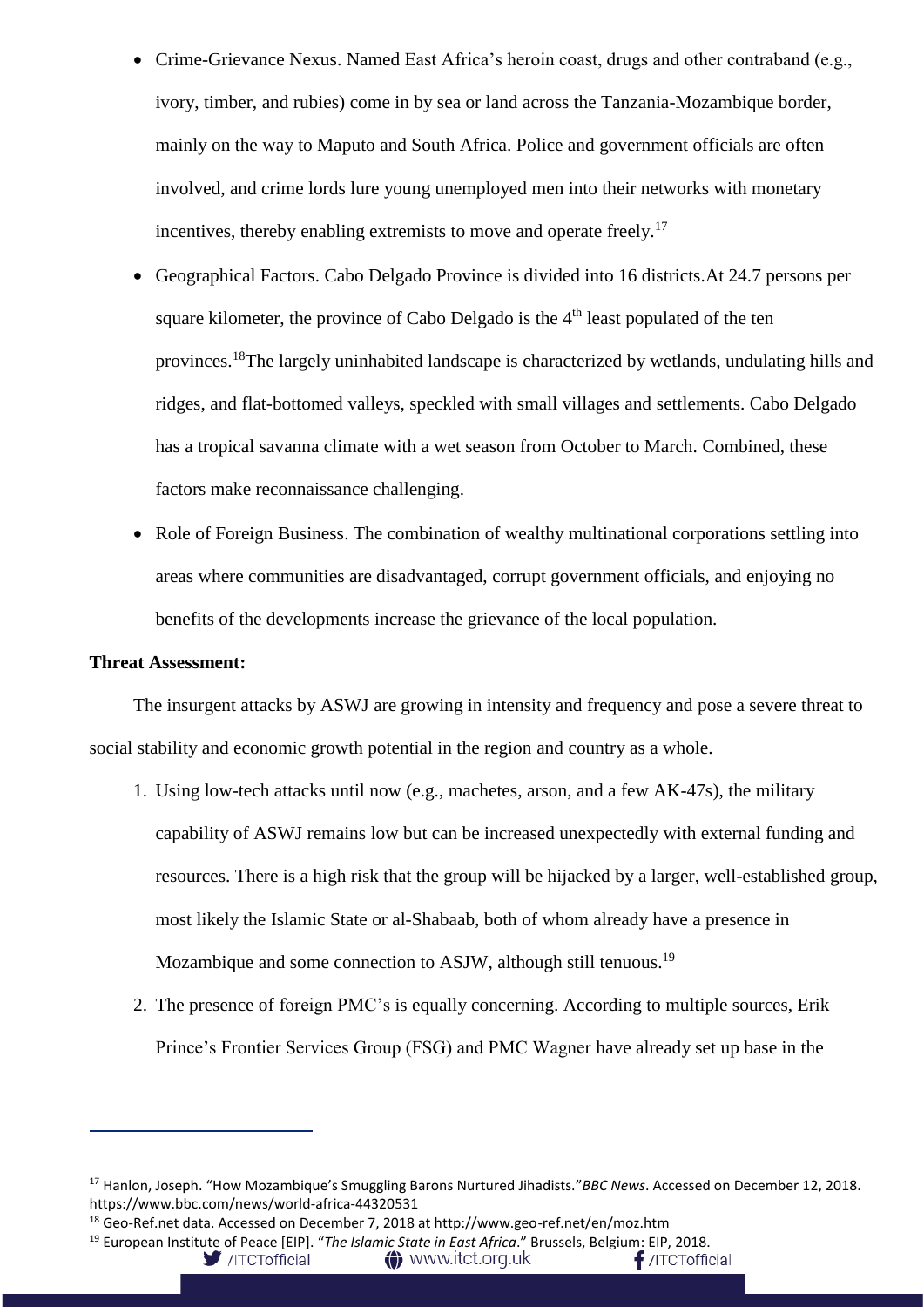- Crime-Grievance Nexus. Named East Africa's heroin coast, drugs and other contraband (e.g., ivory, timber, and rubies) come in by sea or land across the Tanzania-Mozambique border, mainly on the way to Maputo and South Africa. Police and government officials are often involved, and crime lords lure young unemployed men into their networks with monetary incentives, thereby enabling extremists to move and operate freely.[17]
- Geographical Factors. Cabo Delgado Province is divided into 16 districts.At 24.7 persons per square kilometer, the province of Cabo Delgado is the 4th least populated of the ten provinces.[18]The largely uninhabited landscape is characterized by wetlands, undulating hills and ridges, and flat-bottomed valleys, speckled with small villages and settlements. Cabo Delgado has a tropical savanna climate with a wet season from October to March. Combined, these factors make reconnaissance challenging.
- Role of Foreign Business. The combination of wealthy multinational corporations settling into areas where communities are disadvantaged, corrupt government officials, and enjoying no benefits of the developments increase the grievance of the local population.

**Threat Assessment:**

The insurgent attacks by ASWJ are growing in intensity and frequency and pose a severe threat to social stability and economic growth potential in the region and country as a whole.

1. Using low-tech attacks until now (e.g., machetes, arson, and a few AK-47s), the military capability of ASWJ remains low but can be increased unexpectedly with external funding and resources. There is a high risk that the group will be hijacked by a larger, well-established group, most likely the Islamic State or al-Shabaab, both of whom already have a presence in Mozambique and some connection to ASJW, although still tenuous.[19]
2. The presence of foreign PMC's is equally concerning. According to multiple sources, Erik Prince's Frontier Services Group (FSG) and PMC Wagner have already set up base in the

[17] Hanlon, Joseph. "How Mozambique's Smuggling Barons Nurtured Jihadists."*BBC News*. Accessed on December 12, 2018. https://www.bbc.com/news/world-africa-44320531

[18] Geo-Ref.net data. Accessed on December 7, 2018 at http://www.geo-ref.net/en/moz.htm

[19] European Institute of Peace [EIP]. "*The Islamic State in East Africa*." Brussels, Belgium: EIP, 2018.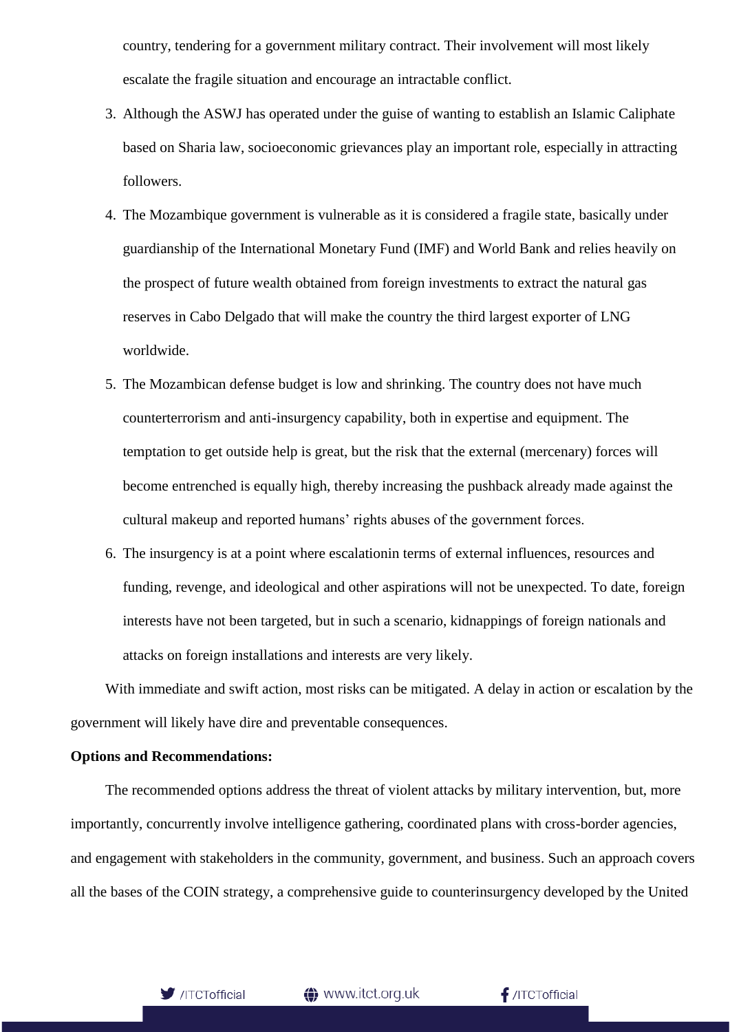country, tendering for a government military contract. Their involvement will most likely escalate the fragile situation and encourage an intractable conflict.

3. Although the ASWJ has operated under the guise of wanting to establish an Islamic Caliphate based on Sharia law, socioeconomic grievances play an important role, especially in attracting followers.
4. The Mozambique government is vulnerable as it is considered a fragile state, basically under guardianship of the International Monetary Fund (IMF) and World Bank and relies heavily on the prospect of future wealth obtained from foreign investments to extract the natural gas reserves in Cabo Delgado that will make the country the third largest exporter of LNG worldwide.
5. The Mozambican defense budget is low and shrinking. The country does not have much counterterrorism and anti-insurgency capability, both in expertise and equipment. The temptation to get outside help is great, but the risk that the external (mercenary) forces will become entrenched is equally high, thereby increasing the pushback already made against the cultural makeup and reported humans' rights abuses of the government forces.
6. The insurgency is at a point where escalationin terms of external influences, resources and funding, revenge, and ideological and other aspirations will not be unexpected. To date, foreign interests have not been targeted, but in such a scenario, kidnappings of foreign nationals and attacks on foreign installations and interests are very likely.

With immediate and swift action, most risks can be mitigated. A delay in action or escalation by the government will likely have dire and preventable consequences.

**Options and Recommendations:**

The recommended options address the threat of violent attacks by military intervention, but, more importantly, concurrently involve intelligence gathering, coordinated plans with cross-border agencies, and engagement with stakeholders in the community, government, and business. Such an approach covers all the bases of the COIN strategy, a comprehensive guide to counterinsurgency developed by the United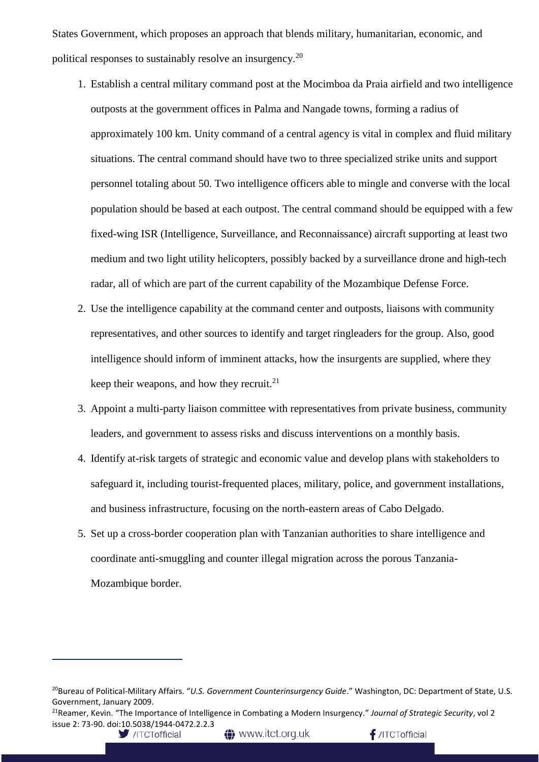States Government, which proposes an approach that blends military, humanitarian, economic, and political responses to sustainably resolve an insurgency.[20]

1. Establish a central military command post at the Mocimboa da Praia airfield and two intelligence outposts at the government offices in Palma and Nangade towns, forming a radius of approximately 100 km. Unity command of a central agency is vital in complex and fluid military situations. The central command should have two to three specialized strike units and support personnel totaling about 50. Two intelligence officers able to mingle and converse with the local population should be based at each outpost. The central command should be equipped with a few fixed-wing ISR (Intelligence, Surveillance, and Reconnaissance) aircraft supporting at least two medium and two light utility helicopters, possibly backed by a surveillance drone and high-tech radar, all of which are part of the current capability of the Mozambique Defense Force.
2. Use the intelligence capability at the command center and outposts, liaisons with community representatives, and other sources to identify and target ringleaders for the group. Also, good intelligence should inform of imminent attacks, how the insurgents are supplied, where they keep their weapons, and how they recruit.[21]
3. Appoint a multi-party liaison committee with representatives from private business, community leaders, and government to assess risks and discuss interventions on a monthly basis.
4. Identify at-risk targets of strategic and economic value and develop plans with stakeholders to safeguard it, including tourist-frequented places, military, police, and government installations, and business infrastructure, focusing on the north-eastern areas of Cabo Delgado.
5. Set up a cross-border cooperation plan with Tanzanian authorities to share intelligence and coordinate anti-smuggling and counter illegal migration across the porous Tanzania-Mozambique border.

---

[20] Bureau of Political-Military Affairs. "*U.S. Government Counterinsurgency Guide*." Washington, DC: Department of State, U.S. Government, January 2009.

[21] Reamer, Kevin. "The Importance of Intelligence in Combating a Modern Insurgency." *Journal of Strategic Security*, vol 2 issue 2: 73-90. doi:10.5038/1944-0472.2.2.3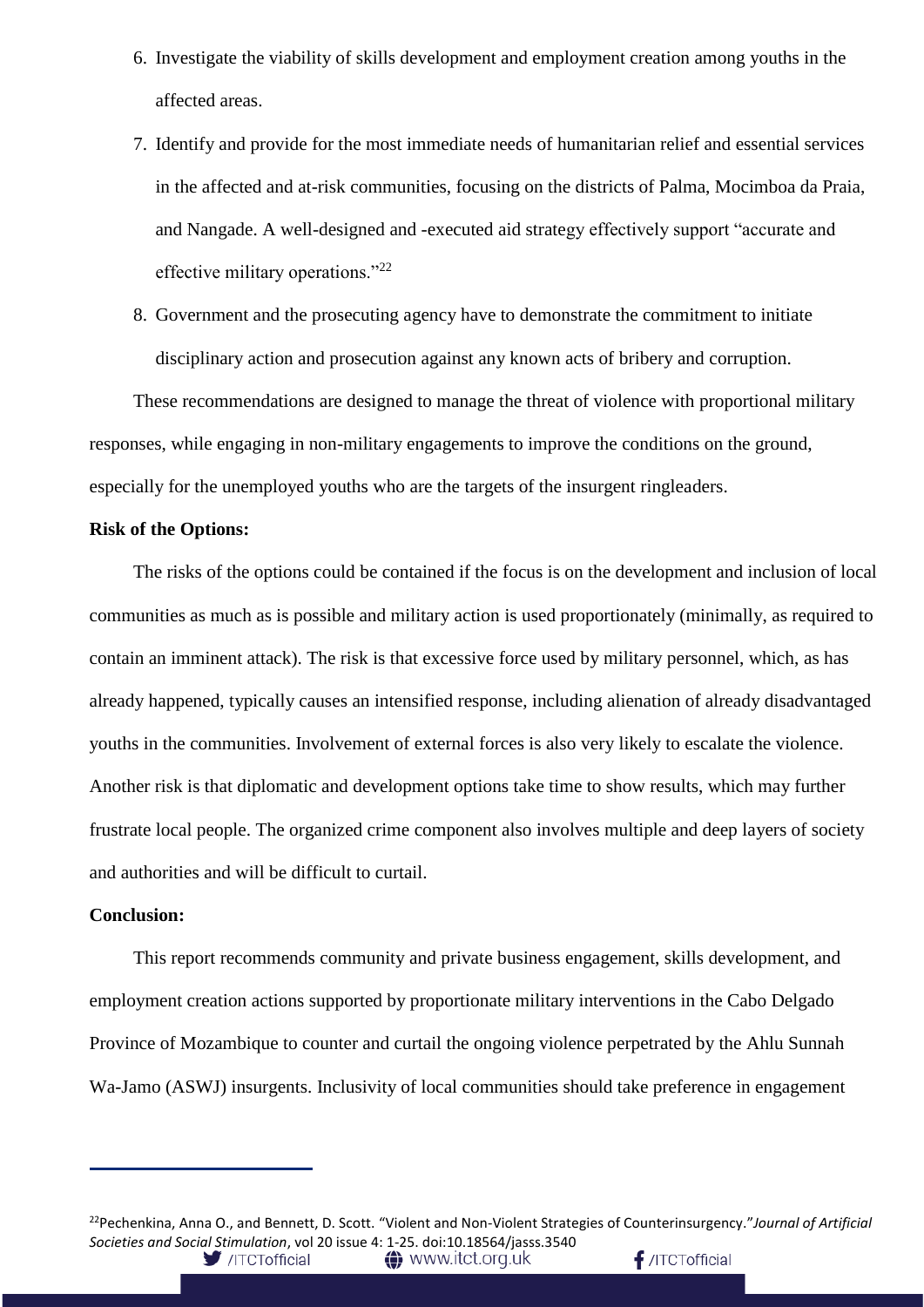6. Investigate the viability of skills development and employment creation among youths in the affected areas.
7. Identify and provide for the most immediate needs of humanitarian relief and essential services in the affected and at-risk communities, focusing on the districts of Palma, Mocimboa da Praia, and Nangade. A well-designed and -executed aid strategy effectively support "accurate and effective military operations."[22]
8. Government and the prosecuting agency have to demonstrate the commitment to initiate disciplinary action and prosecution against any known acts of bribery and corruption.

These recommendations are designed to manage the threat of violence with proportional military responses, while engaging in non-military engagements to improve the conditions on the ground, especially for the unemployed youths who are the targets of the insurgent ringleaders.

**Risk of the Options:**

The risks of the options could be contained if the focus is on the development and inclusion of local communities as much as is possible and military action is used proportionately (minimally, as required to contain an imminent attack). The risk is that excessive force used by military personnel, which, as has already happened, typically causes an intensified response, including alienation of already disadvantaged youths in the communities. Involvement of external forces is also very likely to escalate the violence. Another risk is that diplomatic and development options take time to show results, which may further frustrate local people. The organized crime component also involves multiple and deep layers of society and authorities and will be difficult to curtail.

**Conclusion:**

This report recommends community and private business engagement, skills development, and employment creation actions supported by proportionate military interventions in the Cabo Delgado Province of Mozambique to counter and curtail the ongoing violence perpetrated by the Ahlu Sunnah Wa-Jamo (ASWJ) insurgents. Inclusivity of local communities should take preference in engagement

---

[22] Pechenkina, Anna O., and Bennett, D. Scott. "Violent and Non-Violent Strategies of Counterinsurgency."*Journal of Artificial Societies and Social Stimulation*, vol 20 issue 4: 1-25. doi:10.18564/jasss.3540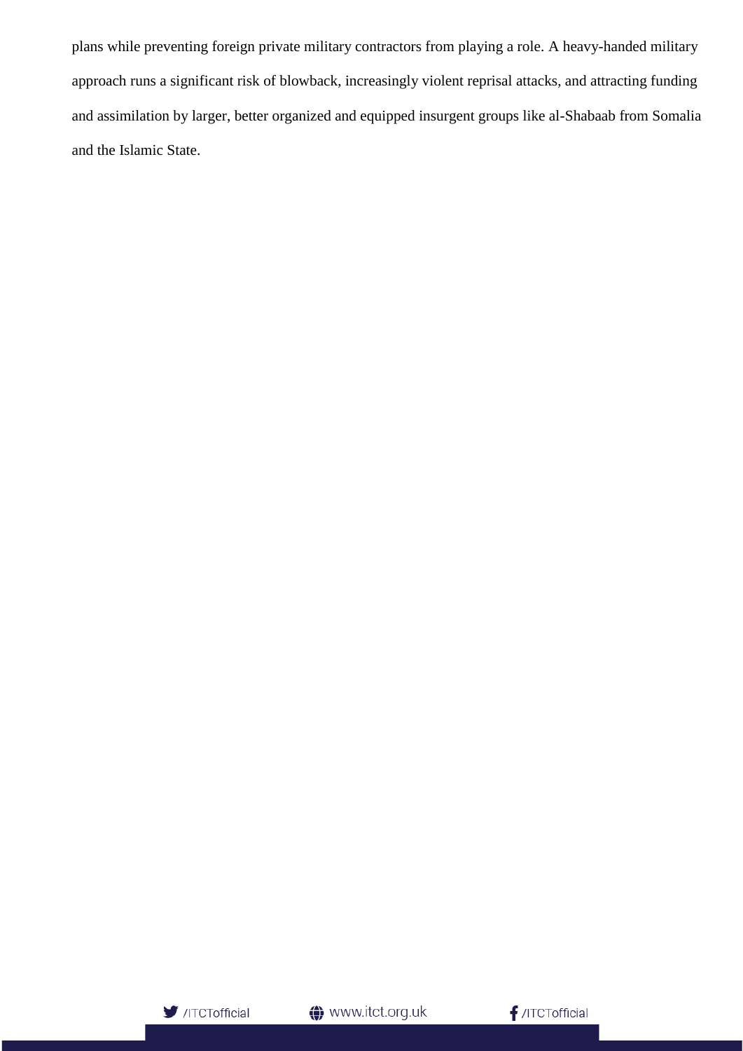plans while preventing foreign private military contractors from playing a role. A heavy-handed military approach runs a significant risk of blowback, increasingly violent reprisal attacks, and attracting funding and assimilation by larger, better organized and equipped insurgent groups like al-Shabaab from Somalia and the Islamic State.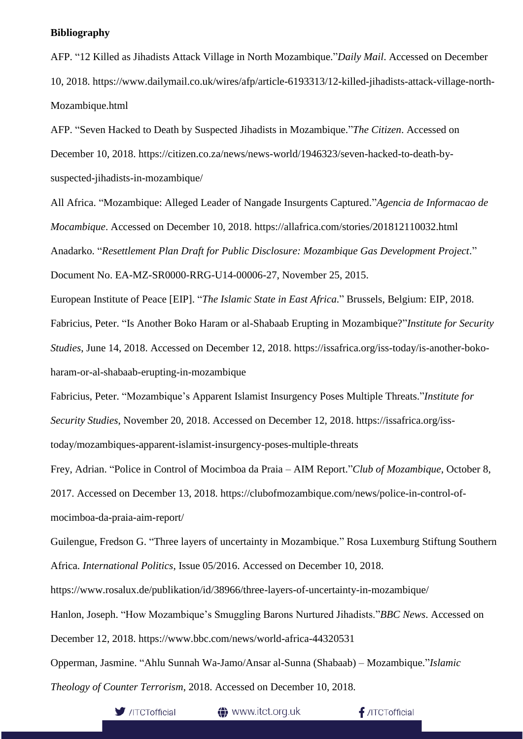**Bibliography**

AFP. "12 Killed as Jihadists Attack Village in North Mozambique."*Daily Mail*. Accessed on December 10, 2018. https://www.dailymail.co.uk/wires/afp/article-6193313/12-killed-jihadists-attack-village-north-Mozambique.html

AFP. "Seven Hacked to Death by Suspected Jihadists in Mozambique."*The Citizen*. Accessed on December 10, 2018. https://citizen.co.za/news/news-world/1946323/seven-hacked-to-death-by-suspected-jihadists-in-mozambique/

All Africa. "Mozambique: Alleged Leader of Nangade Insurgents Captured."*Agencia de Informacao de Mocambique*. Accessed on December 10, 2018. https://allafrica.com/stories/201812110032.html

Anadarko. "*Resettlement Plan Draft for Public Disclosure: Mozambique Gas Development Project*." Document No. EA-MZ-SR0000-RRG-U14-00006-27, November 25, 2015.

European Institute of Peace [EIP]. "*The Islamic State in East Africa*." Brussels, Belgium: EIP, 2018.

Fabricius, Peter. "Is Another Boko Haram or al-Shabaab Erupting in Mozambique?"*Institute for Security Studies*, June 14, 2018. Accessed on December 12, 2018. https://issafrica.org/iss-today/is-another-boko-haram-or-al-shabaab-erupting-in-mozambique

Fabricius, Peter. "Mozambique's Apparent Islamist Insurgency Poses Multiple Threats."*Institute for Security Studies*, November 20, 2018. Accessed on December 12, 2018. https://issafrica.org/iss-today/mozambiques-apparent-islamist-insurgency-poses-multiple-threats

Frey, Adrian. "Police in Control of Mocimboa da Praia – AIM Report."*Club of Mozambique*, October 8, 2017. Accessed on December 13, 2018. https://clubofmozambique.com/news/police-in-control-of-mocimboa-da-praia-aim-report/

Guilengue, Fredson G. "Three layers of uncertainty in Mozambique." Rosa Luxemburg Stiftung Southern Africa. *International Politics*, Issue 05/2016. Accessed on December 10, 2018. https://www.rosalux.de/publikation/id/38966/three-layers-of-uncertainty-in-mozambique/

Hanlon, Joseph. "How Mozambique's Smuggling Barons Nurtured Jihadists."*BBC News*. Accessed on December 12, 2018. https://www.bbc.com/news/world-africa-44320531

Opperman, Jasmine. "Ahlu Sunnah Wa-Jamo/Ansar al-Sunna (Shabaab) – Mozambique."*Islamic Theology of Counter Terrorism*, 2018. Accessed on December 10, 2018.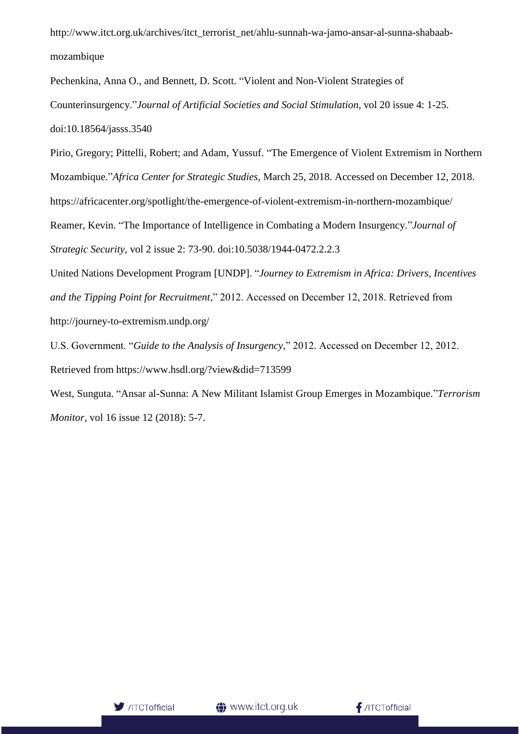http://www.itct.org.uk/archives/itct_terrorist_net/ahlu-sunnah-wa-jamo-ansar-al-sunna-shabaab-mozambique

Pechenkina, Anna O., and Bennett, D. Scott. "Violent and Non-Violent Strategies of Counterinsurgency."*Journal of Artificial Societies and Social Stimulation*, vol 20 issue 4: 1-25. doi:10.18564/jasss.3540

Pirio, Gregory; Pittelli, Robert; and Adam, Yussuf. "The Emergence of Violent Extremism in Northern Mozambique."*Africa Center for Strategic Studies*, March 25, 2018. Accessed on December 12, 2018. https://africacenter.org/spotlight/the-emergence-of-violent-extremism-in-northern-mozambique/

Reamer, Kevin. "The Importance of Intelligence in Combating a Modern Insurgency."*Journal of Strategic Security*, vol 2 issue 2: 73-90. doi:10.5038/1944-0472.2.2.3

United Nations Development Program [UNDP]. "*Journey to Extremism in Africa: Drivers, Incentives and the Tipping Point for Recruitment*," 2012. Accessed on December 12, 2018. Retrieved from http://journey-to-extremism.undp.org/

U.S. Government. "*Guide to the Analysis of Insurgency*," 2012. Accessed on December 12, 2012. Retrieved from https://www.hsdl.org/?view&did=713599

West, Sunguta. "Ansar al-Sunna: A New Militant Islamist Group Emerges in Mozambique."*Terrorism Monitor*, vol 16 issue 12 (2018): 5-7.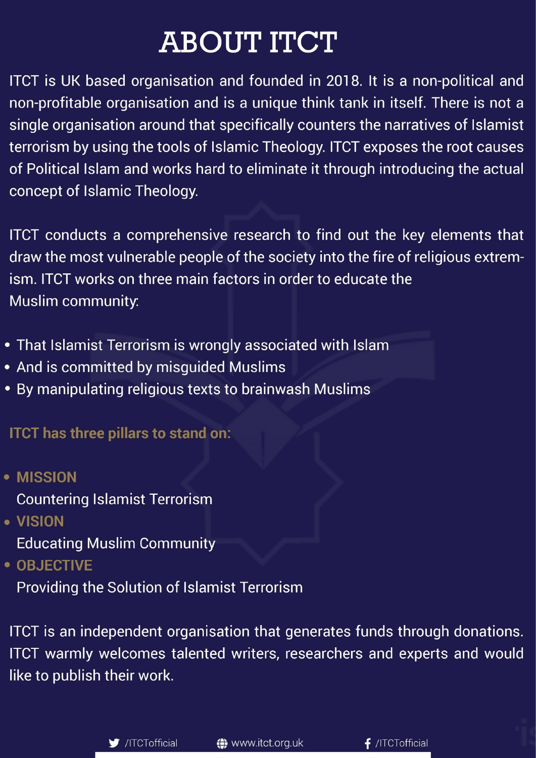# ABOUT ITCT

ITCT is UK based organisation and founded in 2018. It is a non-political and non-profitable organisation and is a unique think tank in itself. There is not a single organisation around that specifically counters the narratives of Islamist terrorism by using the tools of Islamic Theology. ITCT exposes the root causes of Political Islam and works hard to eliminate it through introducing the actual concept of Islamic Theology.

ITCT conducts a comprehensive research to find out the key elements that draw the most vulnerable people of the society into the fire of religious extremism. ITCT works on three main factors in order to educate the Muslim community:

- That Islamist Terrorism is wrongly associated with Islam
- And is committed by misguided Muslims
- By manipulating religious texts to brainwash Muslims

**ITCT has three pillars to stand on:**

- **MISSION**
  Countering Islamist Terrorism
- **VISION**
  Educating Muslim Community
- **OBJECTIVE**
  Providing the Solution of Islamist Terrorism

ITCT is an independent organisation that generates funds through donations. ITCT warmly welcomes talented writers, researchers and experts and would like to publish their work.

/ITCTofficial | www.itct.org.uk | /ITCTofficial